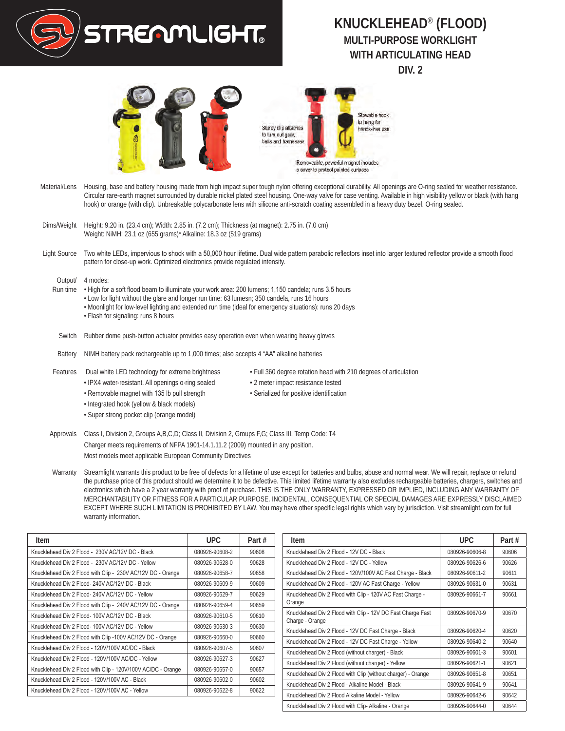# KNUCKLEHEAD® (FLOOD)

## MULTI-PURPOSE WORKLIGHT WITH ARTICULATING HEAD

## DIV. 2

Sturdy clip attaches to turn out gear, belts and harnesses

Stowable hook to hang for hands-free use

Removeable, powerful magnet includes a cover to protect painted surfaces

**Material/Lens** Housing, base and battery housing made from high impact super tough nylon offering exceptional durability. All openings are O-ring sealed for weather resistance. Circular rare-earth magnet surrounded by durable nickel plated steel housing. One-way valve for case venting. Available in high visibility yellow or black (with hang hook) or orange (with clip). Unbreakable polycarbonate lens with silicone anti-scratch coating assembled in a heavy duty bezel. O-ring sealed.

**Dims/Weight** Height: 9.20 in. (23.4 cm); Width: 2.85 in. (7.2 cm); Thickness (at magnet): 2.75 in. (7.0 cm)
Weight: NiMH: 23.1 oz (655 grams)* Alkaline: 18.3 oz (519 grams)

**Light Source** Two white LEDs, impervious to shock with a 50,000 hour lifetime. Dual wide pattern parabolic reflectors inset into larger textured reflector provide a smooth flood pattern for close-up work. Optimized electronics provide regulated intensity.

**Output/ Run time** 4 modes:

- High for a soft flood beam to illuminate your work area: 200 lumens; 1,150 candela; runs 3.5 hours
- Low for light without the glare and longer run time: 63 lumesn; 350 candela, runs 16 hours
- Moonlight for low-level lighting and extended run time (ideal for emergency situations): runs 20 days
- Flash for signaling: runs 8 hours

**Switch** Rubber dome push-button actuator provides easy operation even when wearing heavy gloves

**Battery** NIMH battery pack rechargeable up to 1,000 times; also accepts 4 “AA” alkaline batteries

**Features**

- Dual white LED technology for extreme brightness
- IPX4 water-resistant. All openings o-ring sealed
- Removable magnet with 135 lb pull strength
- Integrated hook (yellow & black models)
- Super strong pocket clip (orange model)
- Full 360 degree rotation head with 210 degrees of articulation
- 2 meter impact resistance tested
- Serialized for positive identification

**Approvals** Class I, Division 2, Groups A,B,C,D; Class II, Division 2, Groups F,G; Class III, Temp Code: T4
Charger meets requirements of NFPA 1901-14.1.11.2 (2009) mounted in any position.
Most models meet applicable European Community Directives

**Warranty** Streamlight warrants this product to be free of defects for a lifetime of use except for batteries and bulbs, abuse and normal wear. We will repair, replace or refund the purchase price of this product should we determine it to be defective. This limited lifetime warranty also excludes rechargeable batteries, chargers, switches and electronics which have a 2 year warranty with proof of purchase. THIS IS THE ONLY WARRANTY, EXPRESSED OR IMPLIED, INCLUDING ANY WARRANTY OF MERCHANTABILITY OR FITNESS FOR A PARTICULAR PURPOSE. INCIDENTAL, CONSEQUENTIAL OR SPECIAL DAMAGES ARE EXPRESSLY DISCLAIMED EXCEPT WHERE SUCH LIMITATION IS PROHIBITED BY LAW. You may have other specific legal rights which vary by jurisdiction. Visit streamlight.com for full warranty information.

| Item | UPC | Part # |
|---|---|---|
| Knucklehead Div 2 Flood - 230V AC/12V DC - Black | 080926-90608-2 | 90608 |
| Knucklehead Div 2 Flood - 230V AC/12V DC - Yellow | 080926-90628-0 | 90628 |
| Knucklehead Div 2 Flood with Clip - 230V AC/12V DC - Orange | 080926-90658-7 | 90658 |
| Knucklehead Div 2 Flood- 240V AC/12V DC - Black | 080926-90609-9 | 90609 |
| Knucklehead Div 2 Flood- 240V AC/12V DC - Yellow | 080926-90629-7 | 90629 |
| Knucklehead Div 2 Flood with Clip - 240V AC/12V DC - Orange | 080926-90659-4 | 90659 |
| Knucklehead Div 2 Flood- 100V AC/12V DC - Black | 080926-90610-5 | 90610 |
| Knucklehead Div 2 Flood- 100V AC/12V DC - Yellow | 080926-90630-3 | 90630 |
| Knucklehead Div 2 Flood with Clip -100V AC/12V DC - Orange | 080926-90660-0 | 90660 |
| Knucklehead Div 2 Flood - 120V/100V AC/DC - Black | 080926-90607-5 | 90607 |
| Knucklehead Div 2 Flood - 120V/100V AC/DC - Yellow | 080926-90627-3 | 90627 |
| Knucklehead Div 2 Flood with Clip - 120V/100V AC/DC - Orange | 080926-90657-0 | 90657 |
| Knucklehead Div 2 Flood - 120V/100V AC - Black | 080926-90602-0 | 90602 |
| Knucklehead Div 2 Flood - 120V/100V AC - Yellow | 080926-90622-8 | 90622 |

| Item | UPC | Part # |
|---|---|---|
| Knucklehead Div 2 Flood - 12V DC - Black | 080926-90606-8 | 90606 |
| Knucklehead Div 2 Flood - 12V DC - Yellow | 080926-90626-6 | 90626 |
| Knucklehead Div 2 Flood - 120V/100V AC Fast Charge - Black | 080926-90611-2 | 90611 |
| Knucklehead Div 2 Flood - 120V AC Fast Charge - Yellow | 080926-90631-0 | 90631 |
| Knucklehead Div 2 Flood with Clip - 120V AC Fast Charge - Orange | 080926-90661-7 | 90661 |
| Knucklehead Div 2 Flood with Clip - 12V DC Fast Charge Fast Charge - Orange | 080926-90670-9 | 90670 |
| Knucklehead Div 2 Flood - 12V DC Fast Charge - Black | 080926-90620-4 | 90620 |
| Knucklehead Div 2 Flood - 12V DC Fast Charge - Yellow | 080926-90640-2 | 90640 |
| Knucklehead Div 2 Flood (without charger) - Black | 080926-90601-3 | 90601 |
| Knucklehead Div 2 Flood (without charger) - Yellow | 080926-90621-1 | 90621 |
| Knucklehead Div 2 Flood with Clip (without charger) - Orange | 080926-90651-8 | 90651 |
| Knucklehead Div 2 Flood - Alkaline Model - Black | 080926-90641-9 | 90641 |
| Knucklehead Div 2 Flood Alkaline Model - Yellow | 080926-90642-6 | 90642 |
| Knucklehead Div 2 Flood with Clip- Alkaline - Orange | 080926-90644-0 | 90644 |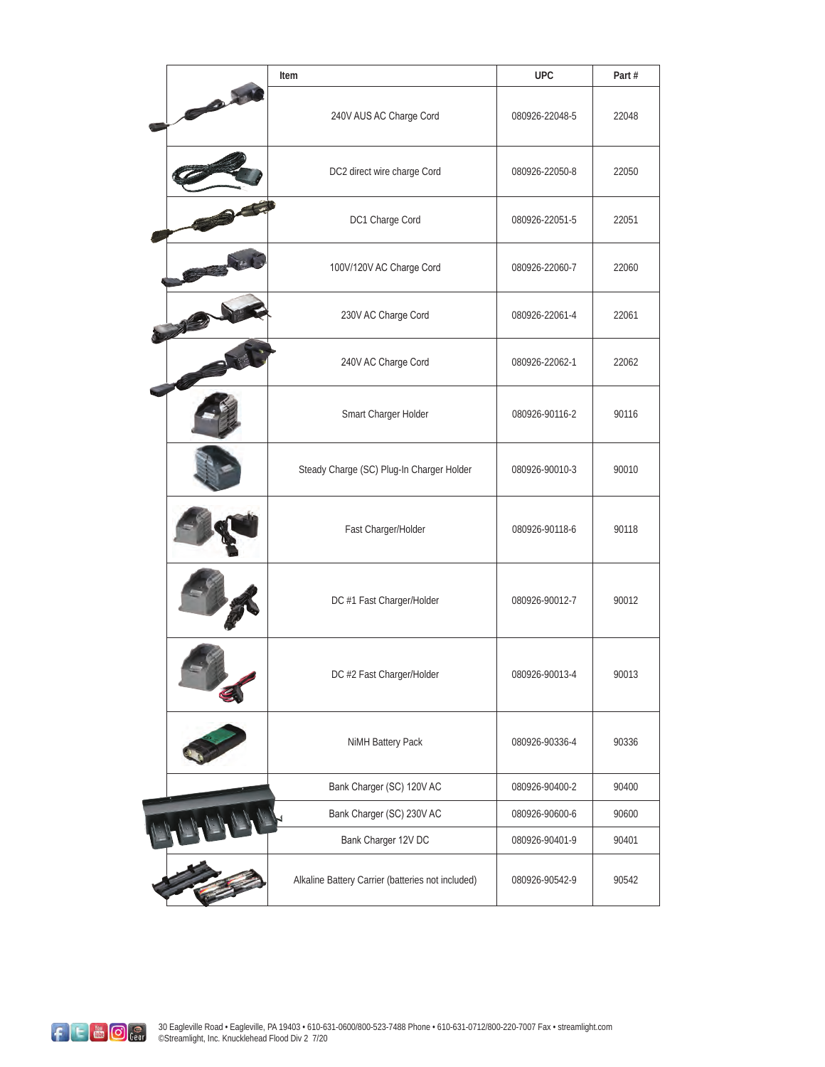| | Item | UPC | Part # |
|---|---|---|---|
| | 240V AUS AC Charge Cord | 080926-22048-5 | 22048 |
| | DC2 direct wire charge Cord | 080926-22050-8 | 22050 |
| | DC1 Charge Cord | 080926-22051-5 | 22051 |
| | 100V/120V AC Charge Cord | 080926-22060-7 | 22060 |
| | 230V AC Charge Cord | 080926-22061-4 | 22061 |
| | 240V AC Charge Cord | 080926-22062-1 | 22062 |
| | Smart Charger Holder | 080926-90116-2 | 90116 |
| | Steady Charge (SC) Plug-In Charger Holder | 080926-90010-3 | 90010 |
| | Fast Charger/Holder | 080926-90118-6 | 90118 |
| | DC #1 Fast Charger/Holder | 080926-90012-7 | 90012 |
| | DC #2 Fast Charger/Holder | 080926-90013-4 | 90013 |
| | NiMH Battery Pack | 080926-90336-4 | 90336 |
| | Bank Charger (SC) 120V AC | 080926-90400-2 | 90400 |
| | Bank Charger (SC) 230V AC | 080926-90600-6 | 90600 |
| | Bank Charger 12V DC | 080926-90401-9 | 90401 |
| | Alkaline Battery Carrier (batteries not included) | 080926-90542-9 | 90542 |

30 Eagleville Road • Eagleville, PA 19403 • 610-631-0600/800-523-7488 Phone • 610-631-0712/800-220-7007 Fax • streamlight.com
©Streamlight, Inc. Knucklehead Flood Div 2 7/20